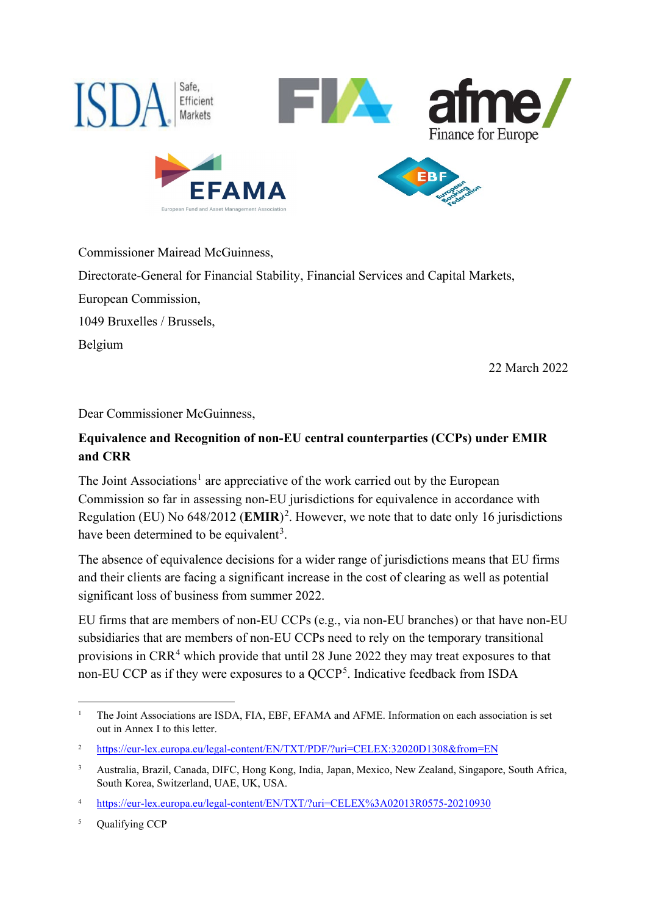Commissioner Mairead McGuinness,

Directorate-General for Financial Stability, Financial Services and Capital Markets,

European Commission,

1049 Bruxelles / Brussels,

Belgium

22 March 2022

Dear Commissioner McGuinness,

**Equivalence and Recognition of non-EU central counterparties (CCPs) under EMIR and CRR**

The Joint Associations[1] are appreciative of the work carried out by the European Commission so far in assessing non-EU jurisdictions for equivalence in accordance with Regulation (EU) No 648/2012 (**EMIR**)[2]. However, we note that to date only 16 jurisdictions have been determined to be equivalent[3].

The absence of equivalence decisions for a wider range of jurisdictions means that EU firms and their clients are facing a significant increase in the cost of clearing as well as potential significant loss of business from summer 2022.

EU firms that are members of non-EU CCPs (e.g., via non-EU branches) or that have non-EU subsidiaries that are members of non-EU CCPs need to rely on the temporary transitional provisions in CRR[4] which provide that until 28 June 2022 they may treat exposures to that non-EU CCP as if they were exposures to a QCCP[5]. Indicative feedback from ISDA

---

[1] The Joint Associations are ISDA, FIA, EBF, EFAMA and AFME. Information on each association is set out in Annex I to this letter.

[2] https://eur-lex.europa.eu/legal-content/EN/TXT/PDF/?uri=CELEX:32020D1308&from=EN

[3] Australia, Brazil, Canada, DIFC, Hong Kong, India, Japan, Mexico, New Zealand, Singapore, South Africa, South Korea, Switzerland, UAE, UK, USA.

[4] https://eur-lex.europa.eu/legal-content/EN/TXT/?uri=CELEX%3A02013R0575-20210930

[5] Qualifying CCP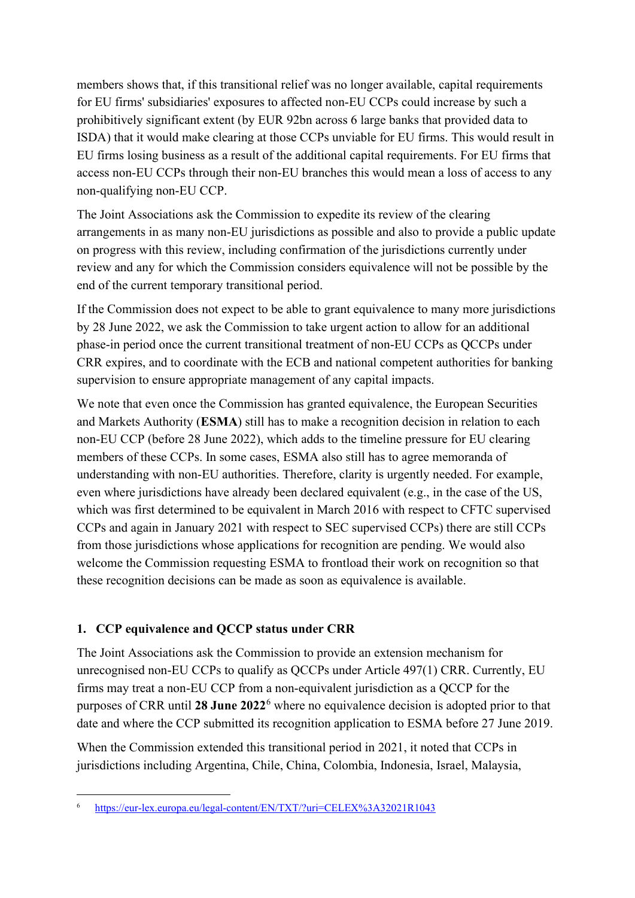members shows that, if this transitional relief was no longer available, capital requirements for EU firms' subsidiaries' exposures to affected non-EU CCPs could increase by such a prohibitively significant extent (by EUR 92bn across 6 large banks that provided data to ISDA) that it would make clearing at those CCPs unviable for EU firms. This would result in EU firms losing business as a result of the additional capital requirements. For EU firms that access non-EU CCPs through their non-EU branches this would mean a loss of access to any non-qualifying non-EU CCP.

The Joint Associations ask the Commission to expedite its review of the clearing arrangements in as many non-EU jurisdictions as possible and also to provide a public update on progress with this review, including confirmation of the jurisdictions currently under review and any for which the Commission considers equivalence will not be possible by the end of the current temporary transitional period.

If the Commission does not expect to be able to grant equivalence to many more jurisdictions by 28 June 2022, we ask the Commission to take urgent action to allow for an additional phase-in period once the current transitional treatment of non-EU CCPs as QCCPs under CRR expires, and to coordinate with the ECB and national competent authorities for banking supervision to ensure appropriate management of any capital impacts.

We note that even once the Commission has granted equivalence, the European Securities and Markets Authority (**ESMA**) still has to make a recognition decision in relation to each non-EU CCP (before 28 June 2022), which adds to the timeline pressure for EU clearing members of these CCPs. In some cases, ESMA also still has to agree memoranda of understanding with non-EU authorities. Therefore, clarity is urgently needed. For example, even where jurisdictions have already been declared equivalent (e.g., in the case of the US, which was first determined to be equivalent in March 2016 with respect to CFTC supervised CCPs and again in January 2021 with respect to SEC supervised CCPs) there are still CCPs from those jurisdictions whose applications for recognition are pending. We would also welcome the Commission requesting ESMA to frontload their work on recognition so that these recognition decisions can be made as soon as equivalence is available.

## 1. CCP equivalence and QCCP status under CRR

The Joint Associations ask the Commission to provide an extension mechanism for unrecognised non-EU CCPs to qualify as QCCPs under Article 497(1) CRR. Currently, EU firms may treat a non-EU CCP from a non-equivalent jurisdiction as a QCCP for the purposes of CRR until **28 June 2022**[6] where no equivalence decision is adopted prior to that date and where the CCP submitted its recognition application to ESMA before 27 June 2019.

When the Commission extended this transitional period in 2021, it noted that CCPs in jurisdictions including Argentina, Chile, China, Colombia, Indonesia, Israel, Malaysia,

[6] https://eur-lex.europa.eu/legal-content/EN/TXT/?uri=CELEX%3A32021R1043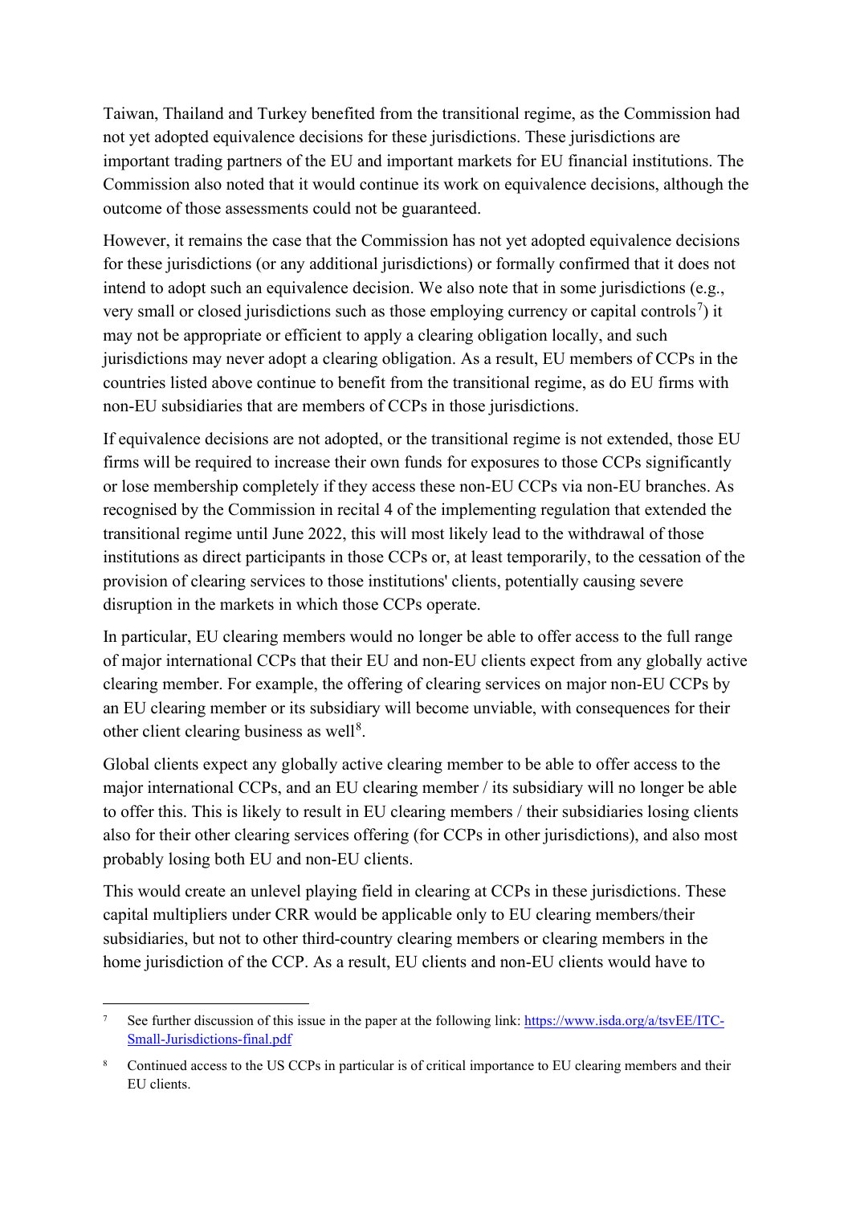Taiwan, Thailand and Turkey benefited from the transitional regime, as the Commission had not yet adopted equivalence decisions for these jurisdictions. These jurisdictions are important trading partners of the EU and important markets for EU financial institutions. The Commission also noted that it would continue its work on equivalence decisions, although the outcome of those assessments could not be guaranteed.

However, it remains the case that the Commission has not yet adopted equivalence decisions for these jurisdictions (or any additional jurisdictions) or formally confirmed that it does not intend to adopt such an equivalence decision. We also note that in some jurisdictions (e.g., very small or closed jurisdictions such as those employing currency or capital controls[7]) it may not be appropriate or efficient to apply a clearing obligation locally, and such jurisdictions may never adopt a clearing obligation. As a result, EU members of CCPs in the countries listed above continue to benefit from the transitional regime, as do EU firms with non-EU subsidiaries that are members of CCPs in those jurisdictions.

If equivalence decisions are not adopted, or the transitional regime is not extended, those EU firms will be required to increase their own funds for exposures to those CCPs significantly or lose membership completely if they access these non-EU CCPs via non-EU branches. As recognised by the Commission in recital 4 of the implementing regulation that extended the transitional regime until June 2022, this will most likely lead to the withdrawal of those institutions as direct participants in those CCPs or, at least temporarily, to the cessation of the provision of clearing services to those institutions' clients, potentially causing severe disruption in the markets in which those CCPs operate.

In particular, EU clearing members would no longer be able to offer access to the full range of major international CCPs that their EU and non-EU clients expect from any globally active clearing member. For example, the offering of clearing services on major non-EU CCPs by an EU clearing member or its subsidiary will become unviable, with consequences for their other client clearing business as well[8].

Global clients expect any globally active clearing member to be able to offer access to the major international CCPs, and an EU clearing member / its subsidiary will no longer be able to offer this. This is likely to result in EU clearing members / their subsidiaries losing clients also for their other clearing services offering (for CCPs in other jurisdictions), and also most probably losing both EU and non-EU clients.

This would create an unlevel playing field in clearing at CCPs in these jurisdictions. These capital multipliers under CRR would be applicable only to EU clearing members/their subsidiaries, but not to other third-country clearing members or clearing members in the home jurisdiction of the CCP. As a result, EU clients and non-EU clients would have to

---

[7] See further discussion of this issue in the paper at the following link: https://www.isda.org/a/tsvEE/ITC-Small-Jurisdictions-final.pdf

[8] Continued access to the US CCPs in particular is of critical importance to EU clearing members and their EU clients.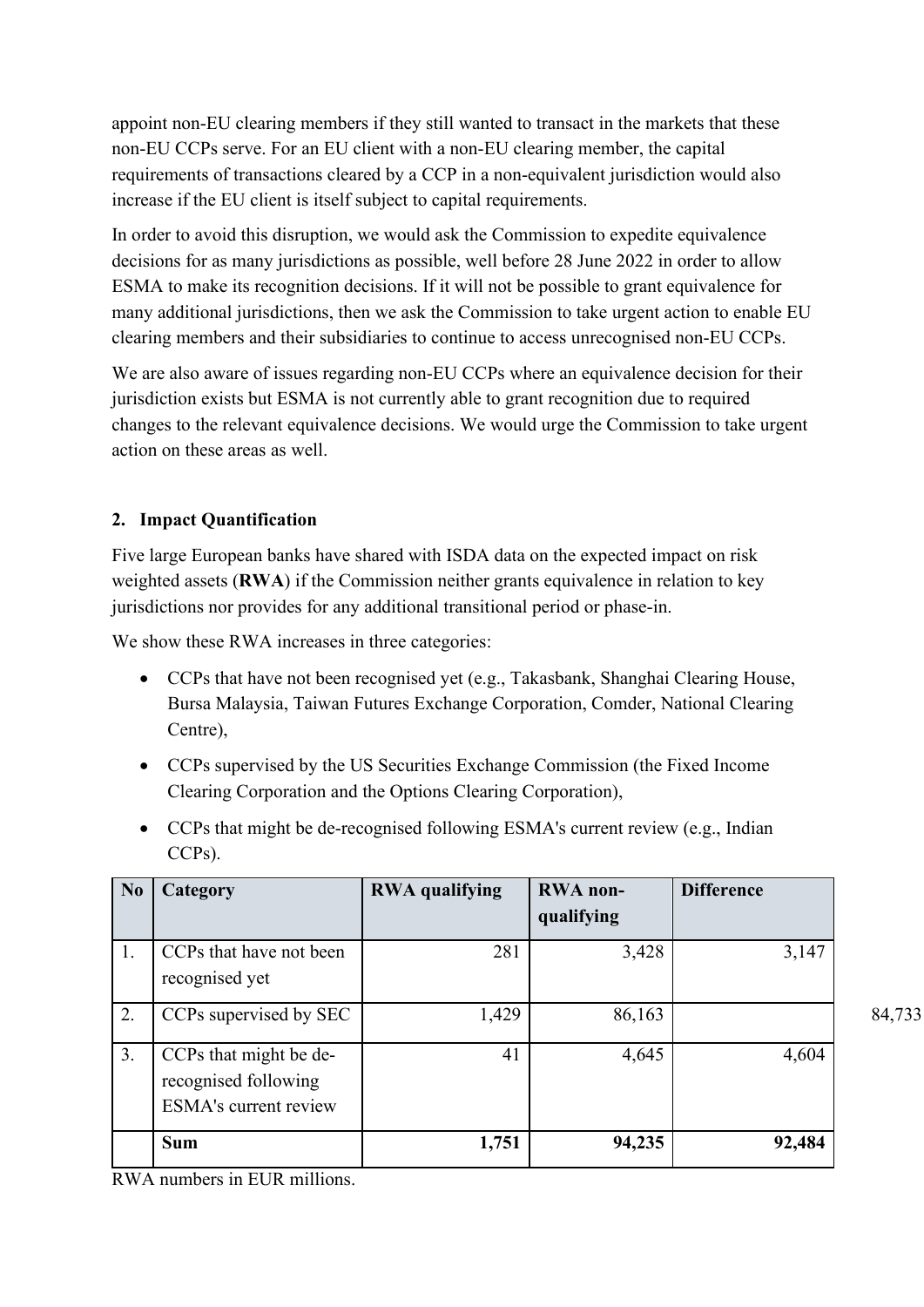appoint non-EU clearing members if they still wanted to transact in the markets that these non-EU CCPs serve. For an EU client with a non-EU clearing member, the capital requirements of transactions cleared by a CCP in a non-equivalent jurisdiction would also increase if the EU client is itself subject to capital requirements.

In order to avoid this disruption, we would ask the Commission to expedite equivalence decisions for as many jurisdictions as possible, well before 28 June 2022 in order to allow ESMA to make its recognition decisions. If it will not be possible to grant equivalence for many additional jurisdictions, then we ask the Commission to take urgent action to enable EU clearing members and their subsidiaries to continue to access unrecognised non-EU CCPs.

We are also aware of issues regarding non-EU CCPs where an equivalence decision for their jurisdiction exists but ESMA is not currently able to grant recognition due to required changes to the relevant equivalence decisions. We would urge the Commission to take urgent action on these areas as well.

## 2. Impact Quantification

Five large European banks have shared with ISDA data on the expected impact on risk weighted assets (**RWA**) if the Commission neither grants equivalence in relation to key jurisdictions nor provides for any additional transitional period or phase-in.

We show these RWA increases in three categories:

- CCPs that have not been recognised yet (e.g., Takasbank, Shanghai Clearing House, Bursa Malaysia, Taiwan Futures Exchange Corporation, Comder, National Clearing Centre),
- CCPs supervised by the US Securities Exchange Commission (the Fixed Income Clearing Corporation and the Options Clearing Corporation),
- CCPs that might be de-recognised following ESMA's current review (e.g., Indian CCPs).

| No | Category | RWA qualifying | RWA non-qualifying | Difference |
|---|---|---|---|---|
| 1. | CCPs that have not been recognised yet | 281 | 3,428 | 3,147 |
| 2. | CCPs supervised by SEC | 1,429 | 86,163 | 84,733 |
| 3. | CCPs that might be de-recognised following ESMA's current review | 41 | 4,645 | 4,604 |
| | **Sum** | **1,751** | **94,235** | **92,484** |

RWA numbers in EUR millions.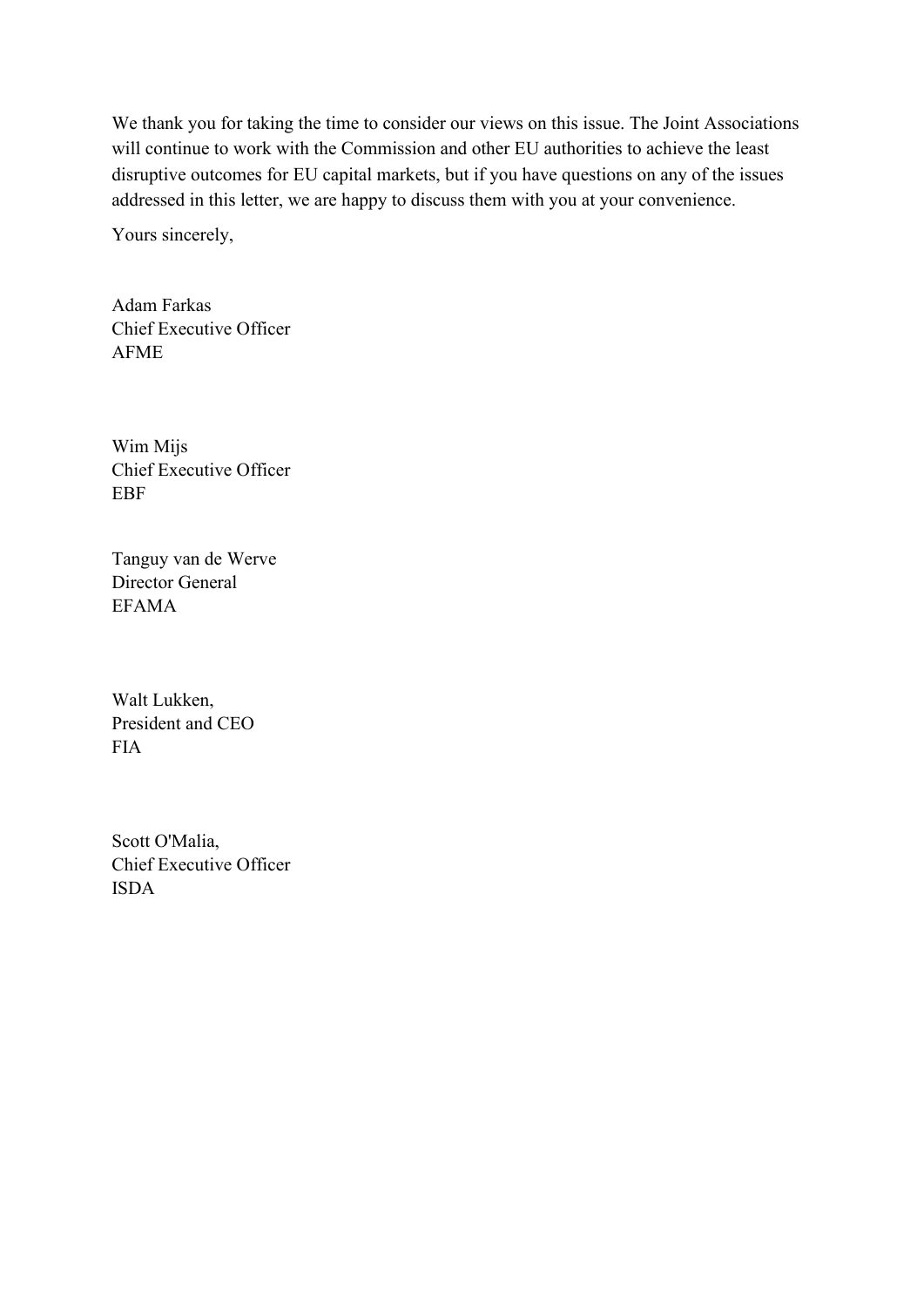We thank you for taking the time to consider our views on this issue. The Joint Associations will continue to work with the Commission and other EU authorities to achieve the least disruptive outcomes for EU capital markets, but if you have questions on any of the issues addressed in this letter, we are happy to discuss them with you at your convenience.

Yours sincerely,

Adam Farkas  
Chief Executive Officer  
AFME

Wim Mijs  
Chief Executive Officer  
EBF

Tanguy van de Werve  
Director General  
EFAMA

Walt Lukken,  
President and CEO  
FIA

Scott O'Malia,  
Chief Executive Officer  
ISDA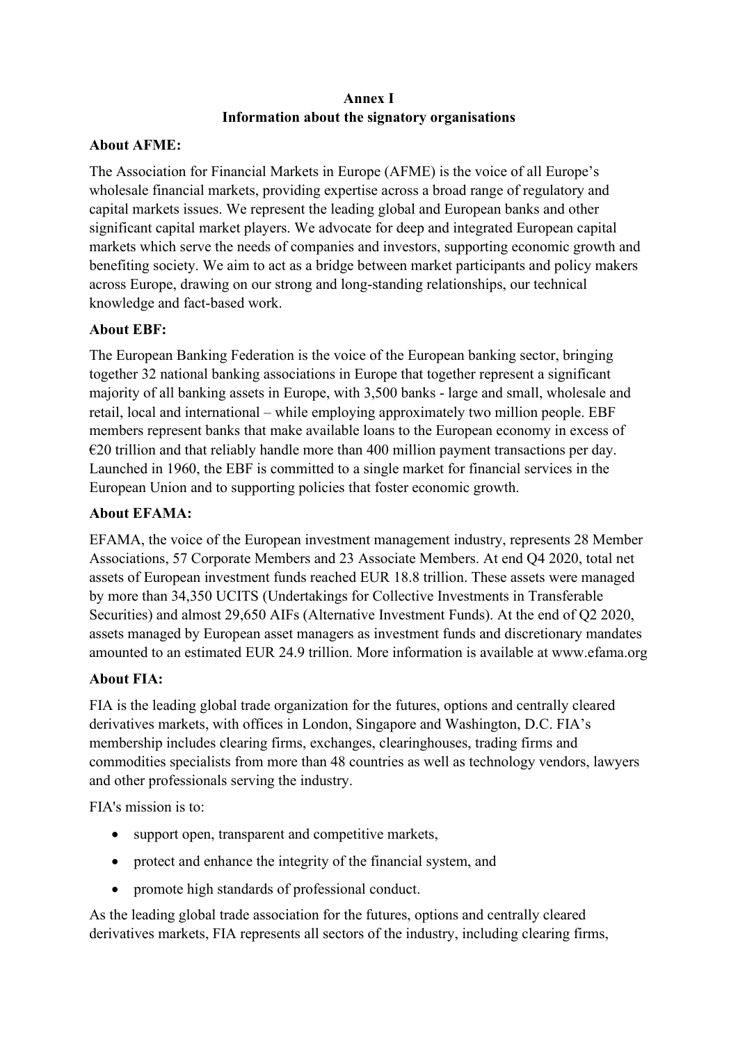**Annex I**
**Information about the signatory organisations**

**About AFME:**

The Association for Financial Markets in Europe (AFME) is the voice of all Europe's wholesale financial markets, providing expertise across a broad range of regulatory and capital markets issues. We represent the leading global and European banks and other significant capital market players. We advocate for deep and integrated European capital markets which serve the needs of companies and investors, supporting economic growth and benefiting society. We aim to act as a bridge between market participants and policy makers across Europe, drawing on our strong and long-standing relationships, our technical knowledge and fact-based work.

**About EBF:**

The European Banking Federation is the voice of the European banking sector, bringing together 32 national banking associations in Europe that together represent a significant majority of all banking assets in Europe, with 3,500 banks - large and small, wholesale and retail, local and international – while employing approximately two million people. EBF members represent banks that make available loans to the European economy in excess of €20 trillion and that reliably handle more than 400 million payment transactions per day. Launched in 1960, the EBF is committed to a single market for financial services in the European Union and to supporting policies that foster economic growth.

**About EFAMA:**

EFAMA, the voice of the European investment management industry, represents 28 Member Associations, 57 Corporate Members and 23 Associate Members. At end Q4 2020, total net assets of European investment funds reached EUR 18.8 trillion. These assets were managed by more than 34,350 UCITS (Undertakings for Collective Investments in Transferable Securities) and almost 29,650 AIFs (Alternative Investment Funds). At the end of Q2 2020, assets managed by European asset managers as investment funds and discretionary mandates amounted to an estimated EUR 24.9 trillion. More information is available at www.efama.org

**About FIA:**

FIA is the leading global trade organization for the futures, options and centrally cleared derivatives markets, with offices in London, Singapore and Washington, D.C. FIA's membership includes clearing firms, exchanges, clearinghouses, trading firms and commodities specialists from more than 48 countries as well as technology vendors, lawyers and other professionals serving the industry.

FIA's mission is to:

- support open, transparent and competitive markets,
- protect and enhance the integrity of the financial system, and
- promote high standards of professional conduct.

As the leading global trade association for the futures, options and centrally cleared derivatives markets, FIA represents all sectors of the industry, including clearing firms,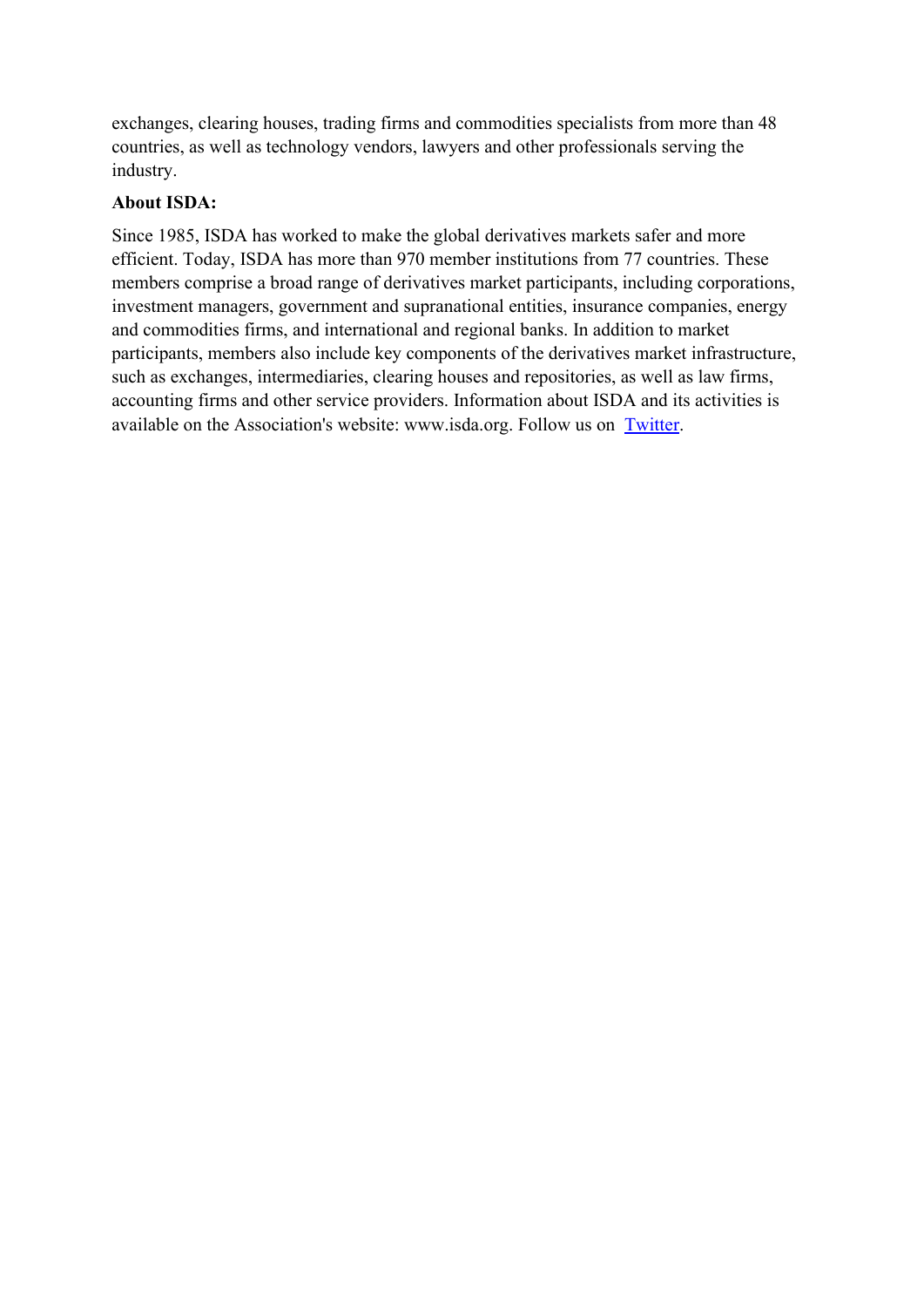exchanges, clearing houses, trading firms and commodities specialists from more than 48 countries, as well as technology vendors, lawyers and other professionals serving the industry.

**About ISDA:**

Since 1985, ISDA has worked to make the global derivatives markets safer and more efficient. Today, ISDA has more than 970 member institutions from 77 countries. These members comprise a broad range of derivatives market participants, including corporations, investment managers, government and supranational entities, insurance companies, energy and commodities firms, and international and regional banks. In addition to market participants, members also include key components of the derivatives market infrastructure, such as exchanges, intermediaries, clearing houses and repositories, as well as law firms, accounting firms and other service providers. Information about ISDA and its activities is available on the Association's website: www.isda.org. Follow us on [Twitter].